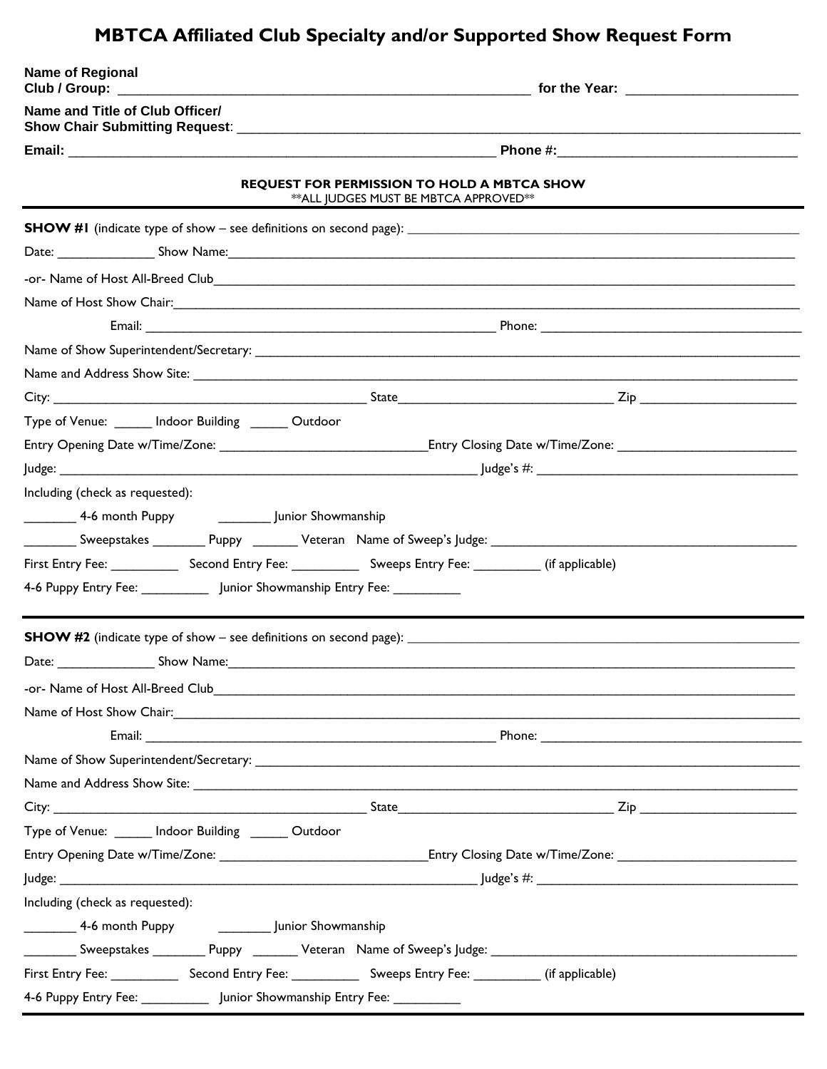# MBTCA Affiliated Club Specialty and/or Supported Show Request Form

**Name of Regional Club / Group:** ________________________________________________ **for the Year:** ____________________

**Name and Title of Club Officer/ Show Chair Submitting Request**: ______________________________________________________________

**Email:** ________________________________________________ **Phone #:**___________________________

**REQUEST FOR PERMISSION TO HOLD A MBTCA SHOW**
**ALL JUDGES MUST BE MBTCA APPROVED**

---

**SHOW #1** (indicate type of show – see definitions on second page): ______________________________________________

Date: ____________ Show Name:_____________________________________________________________________

-or- Name of Host All-Breed Club_______________________________________________________________________

Name of Host Show Chair:_____________________________________________________________________________

Email: ______________________________________________ Phone: ___________________________________

Name of Show Superintendent/Secretary: _______________________________________________________________

Name and Address Show Site: __________________________________________________________________________

City: ________________________________________ State___________________________ Zip ____________________

Type of Venue: _____ Indoor Building _____ Outdoor

Entry Opening Date w/Time/Zone: ___________________________Entry Closing Date w/Time/Zone: ______________________

Judge: ________________________________________________________ Judge's #: __________________________________

Including (check as requested):

_______ 4-6 month Puppy _______ Junior Showmanship

_______ Sweepstakes _______ Puppy ______ Veteran Name of Sweep's Judge: ________________________________________

First Entry Fee: _________ Second Entry Fee: _________ Sweeps Entry Fee: _________ (if applicable)

4-6 Puppy Entry Fee: _________ Junior Showmanship Entry Fee: _________

---

**SHOW #2** (indicate type of show – see definitions on second page): ______________________________________________

Date: ____________ Show Name:_____________________________________________________________________

-or- Name of Host All-Breed Club_______________________________________________________________________

Name of Host Show Chair:_____________________________________________________________________________

Email: ______________________________________________ Phone: ___________________________________

Name of Show Superintendent/Secretary: _______________________________________________________________

Name and Address Show Site: __________________________________________________________________________

City: ________________________________________ State___________________________ Zip ____________________

Type of Venue: _____ Indoor Building _____ Outdoor

Entry Opening Date w/Time/Zone: ___________________________Entry Closing Date w/Time/Zone: ______________________

Judge: ________________________________________________________ Judge's #: __________________________________

Including (check as requested):

_______ 4-6 month Puppy _______ Junior Showmanship

_______ Sweepstakes _______ Puppy ______ Veteran Name of Sweep's Judge: ________________________________________

First Entry Fee: _________ Second Entry Fee: _________ Sweeps Entry Fee: _________ (if applicable)

4-6 Puppy Entry Fee: _________ Junior Showmanship Entry Fee: _________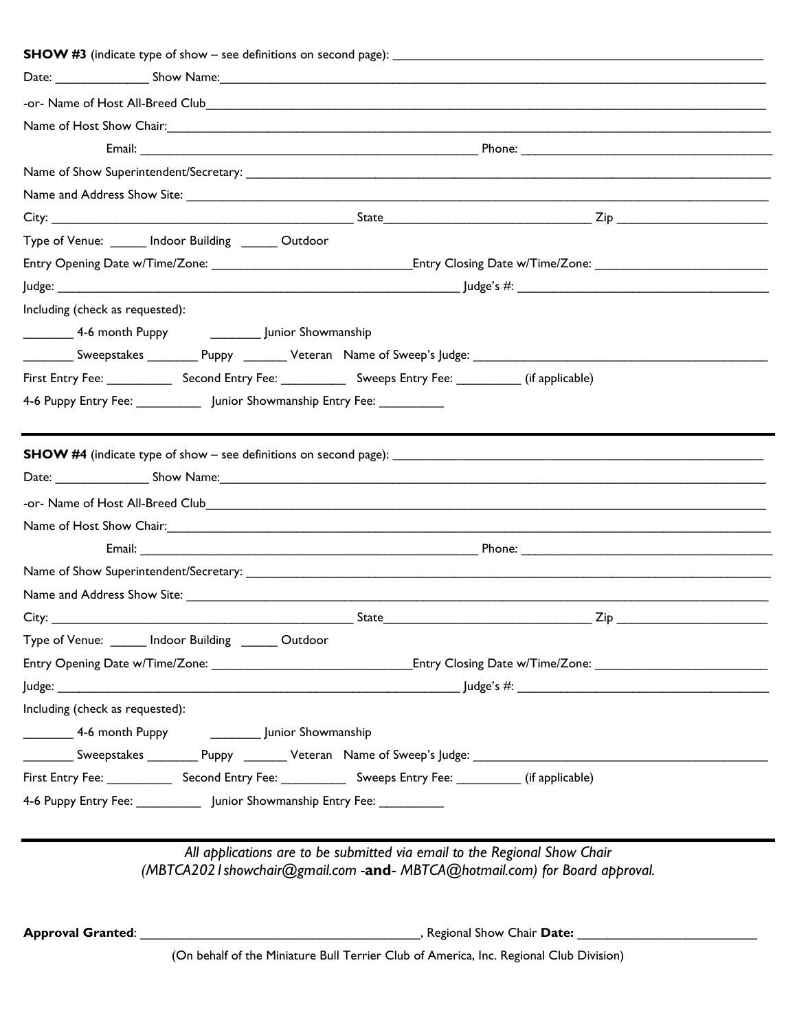**SHOW #3** (indicate type of show – see definitions on second page): _______________________________________________

Date: ______________ Show Name:_______________________________________________________________________

-or- Name of Host All-Breed Club_________________________________________________________________

Name of Host Show Chair:_______________________________________________________________________

Email: ________________________________________________ Phone: ____________________________________

Name of Show Superintendent/Secretary: ___________________________________________________________

Name and Address Show Site: ____________________________________________________________________

City: ____________________________________________ State_____________________________ Zip ______________________

Type of Venue: _____ Indoor Building _____ Outdoor

Entry Opening Date w/Time/Zone: ____________________________Entry Closing Date w/Time/Zone: _________________________

Judge: ______________________________________________________________ Judge's #: ____________________________________

Including (check as requested):

_______ 4-6 month Puppy _______ Junior Showmanship

_______ Sweepstakes _______ Puppy ______ Veteran Name of Sweep's Judge: ___________________________________________

First Entry Fee: _________ Second Entry Fee: _________ Sweeps Entry Fee: _________ (if applicable)

4-6 Puppy Entry Fee: _________ Junior Showmanship Entry Fee: _________

---

**SHOW #4** (indicate type of show – see definitions on second page): _______________________________________________

Date: ______________ Show Name:_______________________________________________________________________

-or- Name of Host All-Breed Club_________________________________________________________________

Name of Host Show Chair:_______________________________________________________________________

Email: ________________________________________________ Phone: ____________________________________

Name of Show Superintendent/Secretary: ___________________________________________________________

Name and Address Show Site: ____________________________________________________________________

City: ____________________________________________ State_____________________________ Zip ______________________

Type of Venue: _____ Indoor Building _____ Outdoor

Entry Opening Date w/Time/Zone: ____________________________Entry Closing Date w/Time/Zone: _________________________

Judge: ______________________________________________________________ Judge's #: ____________________________________

Including (check as requested):

_______ 4-6 month Puppy _______ Junior Showmanship

_______ Sweepstakes _______ Puppy ______ Veteran Name of Sweep's Judge: ___________________________________________

First Entry Fee: _________ Second Entry Fee: _________ Sweeps Entry Fee: _________ (if applicable)

4-6 Puppy Entry Fee: _________ Junior Showmanship Entry Fee: _________

---

*All applications are to be submitted via email to the Regional Show Chair (MBTCA2021showchair@gmail.com -**and**- MBTCA@hotmail.com) for Board approval.*

**Approval Granted**: ________________________________________, Regional Show Chair **Date:** __________________________

(On behalf of the Miniature Bull Terrier Club of America, Inc. Regional Club Division)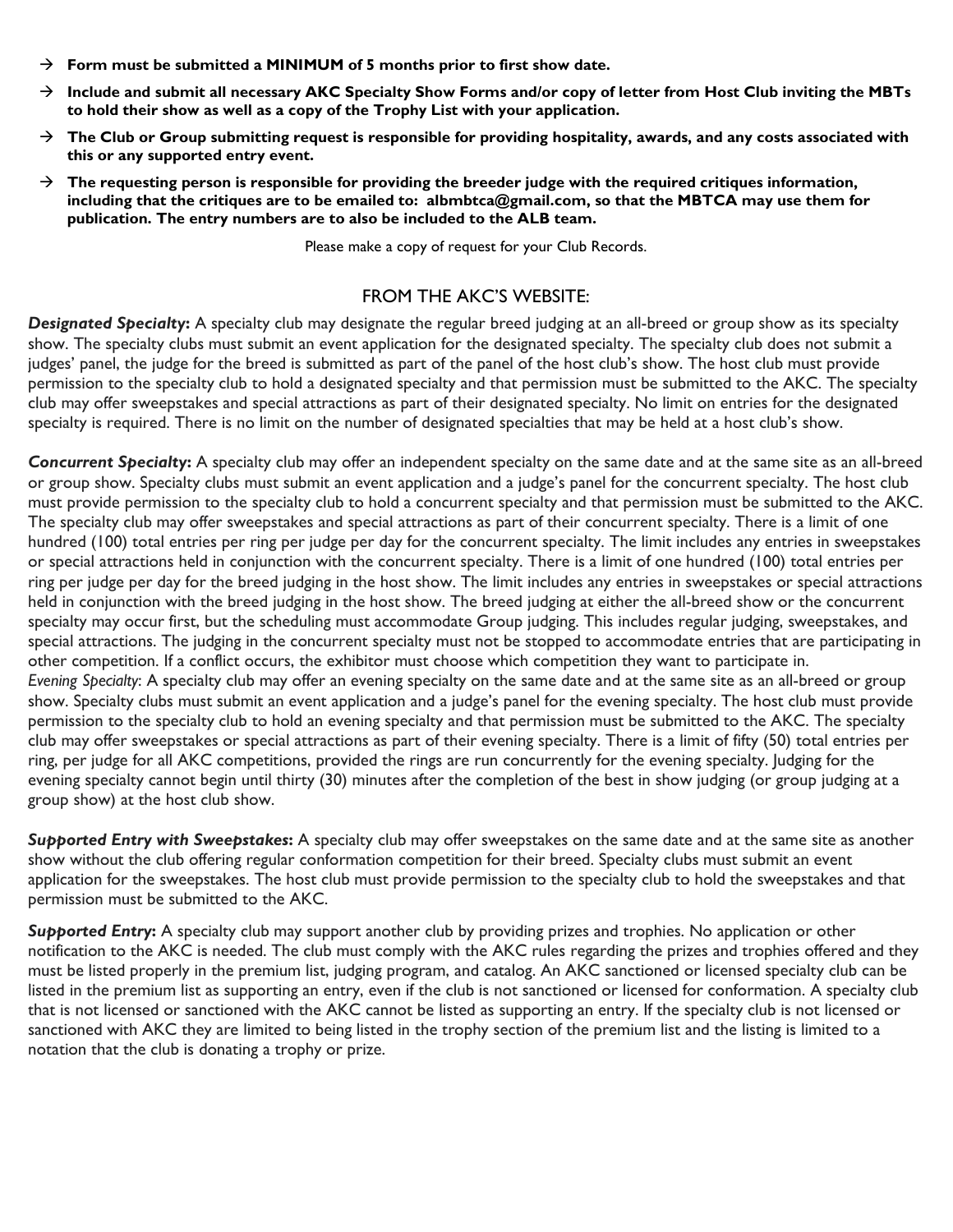- → **Form must be submitted a MINIMUM of 5 months prior to first show date.**
- → **Include and submit all necessary AKC Specialty Show Forms and/or copy of letter from Host Club inviting the MBTs to hold their show as well as a copy of the Trophy List with your application.**
- → **The Club or Group submitting request is responsible for providing hospitality, awards, and any costs associated with this or any supported entry event.**
- → **The requesting person is responsible for providing the breeder judge with the required critiques information, including that the critiques are to be emailed to: albmbtca@gmail.com, so that the MBTCA may use them for publication. The entry numbers are to also be included to the ALB team.**

Please make a copy of request for your Club Records.

## FROM THE AKC'S WEBSITE:

***Designated Specialty*:** A specialty club may designate the regular breed judging at an all-breed or group show as its specialty show. The specialty clubs must submit an event application for the designated specialty. The specialty club does not submit a judges' panel, the judge for the breed is submitted as part of the panel of the host club's show. The host club must provide permission to the specialty club to hold a designated specialty and that permission must be submitted to the AKC. The specialty club may offer sweepstakes and special attractions as part of their designated specialty. No limit on entries for the designated specialty is required. There is no limit on the number of designated specialties that may be held at a host club's show.

***Concurrent Specialty*:** A specialty club may offer an independent specialty on the same date and at the same site as an all-breed or group show. Specialty clubs must submit an event application and a judge's panel for the concurrent specialty. The host club must provide permission to the specialty club to hold a concurrent specialty and that permission must be submitted to the AKC. The specialty club may offer sweepstakes and special attractions as part of their concurrent specialty. There is a limit of one hundred (100) total entries per ring per judge per day for the concurrent specialty. The limit includes any entries in sweepstakes or special attractions held in conjunction with the concurrent specialty. There is a limit of one hundred (100) total entries per ring per judge per day for the breed judging in the host show. The limit includes any entries in sweepstakes or special attractions held in conjunction with the breed judging in the host show. The breed judging at either the all-breed show or the concurrent specialty may occur first, but the scheduling must accommodate Group judging. This includes regular judging, sweepstakes, and special attractions. The judging in the concurrent specialty must not be stopped to accommodate entries that are participating in other competition. If a conflict occurs, the exhibitor must choose which competition they want to participate in.
*Evening Specialty*: A specialty club may offer an evening specialty on the same date and at the same site as an all-breed or group show. Specialty clubs must submit an event application and a judge's panel for the evening specialty. The host club must provide permission to the specialty club to hold an evening specialty and that permission must be submitted to the AKC. The specialty club may offer sweepstakes or special attractions as part of their evening specialty. There is a limit of fifty (50) total entries per ring, per judge for all AKC competitions, provided the rings are run concurrently for the evening specialty. Judging for the evening specialty cannot begin until thirty (30) minutes after the completion of the best in show judging (or group judging at a group show) at the host club show.

***Supported Entry with Sweepstakes*:** A specialty club may offer sweepstakes on the same date and at the same site as another show without the club offering regular conformation competition for their breed. Specialty clubs must submit an event application for the sweepstakes. The host club must provide permission to the specialty club to hold the sweepstakes and that permission must be submitted to the AKC.

***Supported Entry*:** A specialty club may support another club by providing prizes and trophies. No application or other notification to the AKC is needed. The club must comply with the AKC rules regarding the prizes and trophies offered and they must be listed properly in the premium list, judging program, and catalog. An AKC sanctioned or licensed specialty club can be listed in the premium list as supporting an entry, even if the club is not sanctioned or licensed for conformation. A specialty club that is not licensed or sanctioned with the AKC cannot be listed as supporting an entry. If the specialty club is not licensed or sanctioned with AKC they are limited to being listed in the trophy section of the premium list and the listing is limited to a notation that the club is donating a trophy or prize.